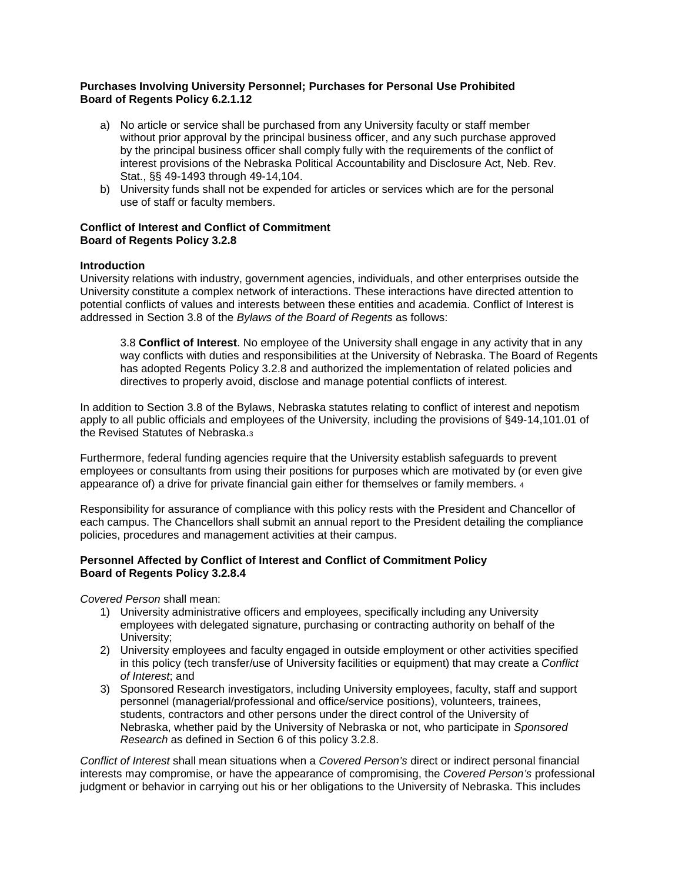**Purchases Involving University Personnel; Purchases for Personal Use Prohibited**
**Board of Regents Policy 6.2.1.12**

a) No article or service shall be purchased from any University faculty or staff member without prior approval by the principal business officer, and any such purchase approved by the principal business officer shall comply fully with the requirements of the conflict of interest provisions of the Nebraska Political Accountability and Disclosure Act, Neb. Rev. Stat., §§ 49-1493 through 49-14,104.
b) University funds shall not be expended for articles or services which are for the personal use of staff or faculty members.

**Conflict of Interest and Conflict of Commitment**
**Board of Regents Policy 3.2.8**

**Introduction**
University relations with industry, government agencies, individuals, and other enterprises outside the University constitute a complex network of interactions. These interactions have directed attention to potential conflicts of values and interests between these entities and academia. Conflict of Interest is addressed in Section 3.8 of the *Bylaws of the Board of Regents* as follows:

> 3.8 **Conflict of Interest**. No employee of the University shall engage in any activity that in any way conflicts with duties and responsibilities at the University of Nebraska. The Board of Regents has adopted Regents Policy 3.2.8 and authorized the implementation of related policies and directives to properly avoid, disclose and manage potential conflicts of interest.

In addition to Section 3.8 of the Bylaws, Nebraska statutes relating to conflict of interest and nepotism apply to all public officials and employees of the University, including the provisions of §49-14,101.01 of the Revised Statutes of Nebraska.[3]

Furthermore, federal funding agencies require that the University establish safeguards to prevent employees or consultants from using their positions for purposes which are motivated by (or even give appearance of) a drive for private financial gain either for themselves or family members. [4]

Responsibility for assurance of compliance with this policy rests with the President and Chancellor of each campus. The Chancellors shall submit an annual report to the President detailing the compliance policies, procedures and management activities at their campus.

**Personnel Affected by Conflict of Interest and Conflict of Commitment Policy**
**Board of Regents Policy 3.2.8.4**

*Covered Person* shall mean:

1) University administrative officers and employees, specifically including any University employees with delegated signature, purchasing or contracting authority on behalf of the University;
2) University employees and faculty engaged in outside employment or other activities specified in this policy (tech transfer/use of University facilities or equipment) that may create a *Conflict of Interest*; and
3) Sponsored Research investigators, including University employees, faculty, staff and support personnel (managerial/professional and office/service positions), volunteers, trainees, students, contractors and other persons under the direct control of the University of Nebraska, whether paid by the University of Nebraska or not, who participate in *Sponsored Research* as defined in Section 6 of this policy 3.2.8.

*Conflict of Interest* shall mean situations when a *Covered Person's* direct or indirect personal financial interests may compromise, or have the appearance of compromising, the *Covered Person's* professional judgment or behavior in carrying out his or her obligations to the University of Nebraska. This includes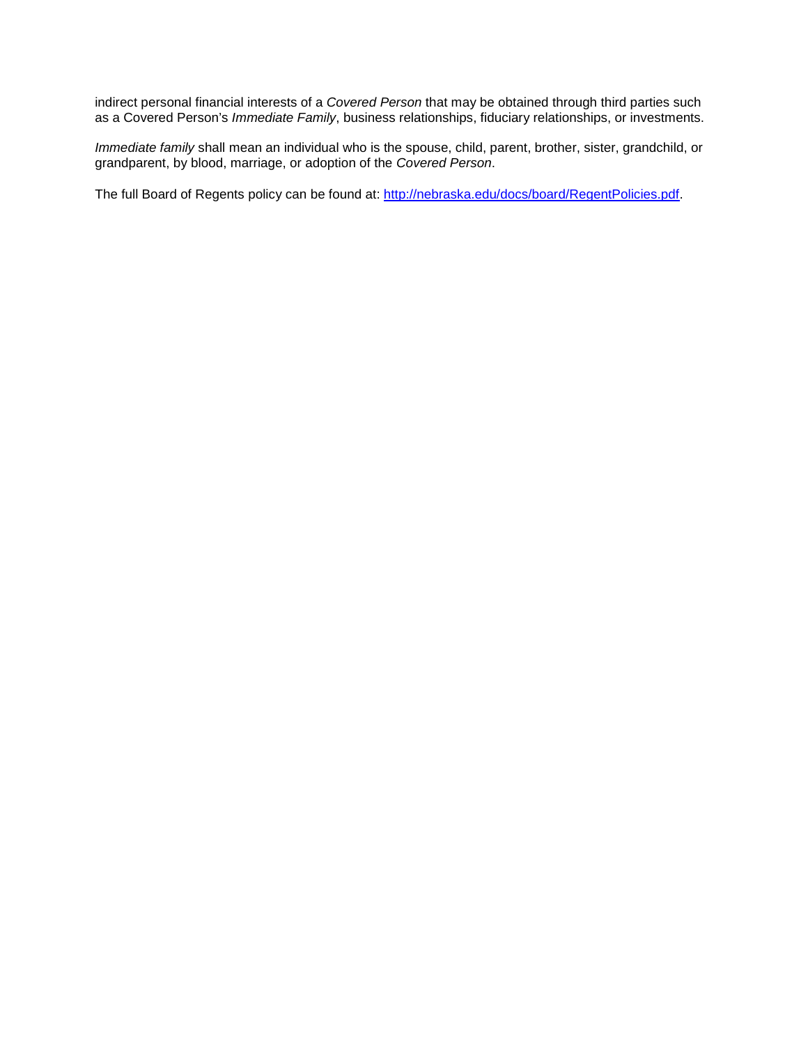indirect personal financial interests of a *Covered Person* that may be obtained through third parties such as a Covered Person's *Immediate Family*, business relationships, fiduciary relationships, or investments.

*Immediate family* shall mean an individual who is the spouse, child, parent, brother, sister, grandchild, or grandparent, by blood, marriage, or adoption of the *Covered Person*.

The full Board of Regents policy can be found at: [http://nebraska.edu/docs/board/RegentPolicies.pdf](http://nebraska.edu/docs/board/RegentPolicies.pdf).